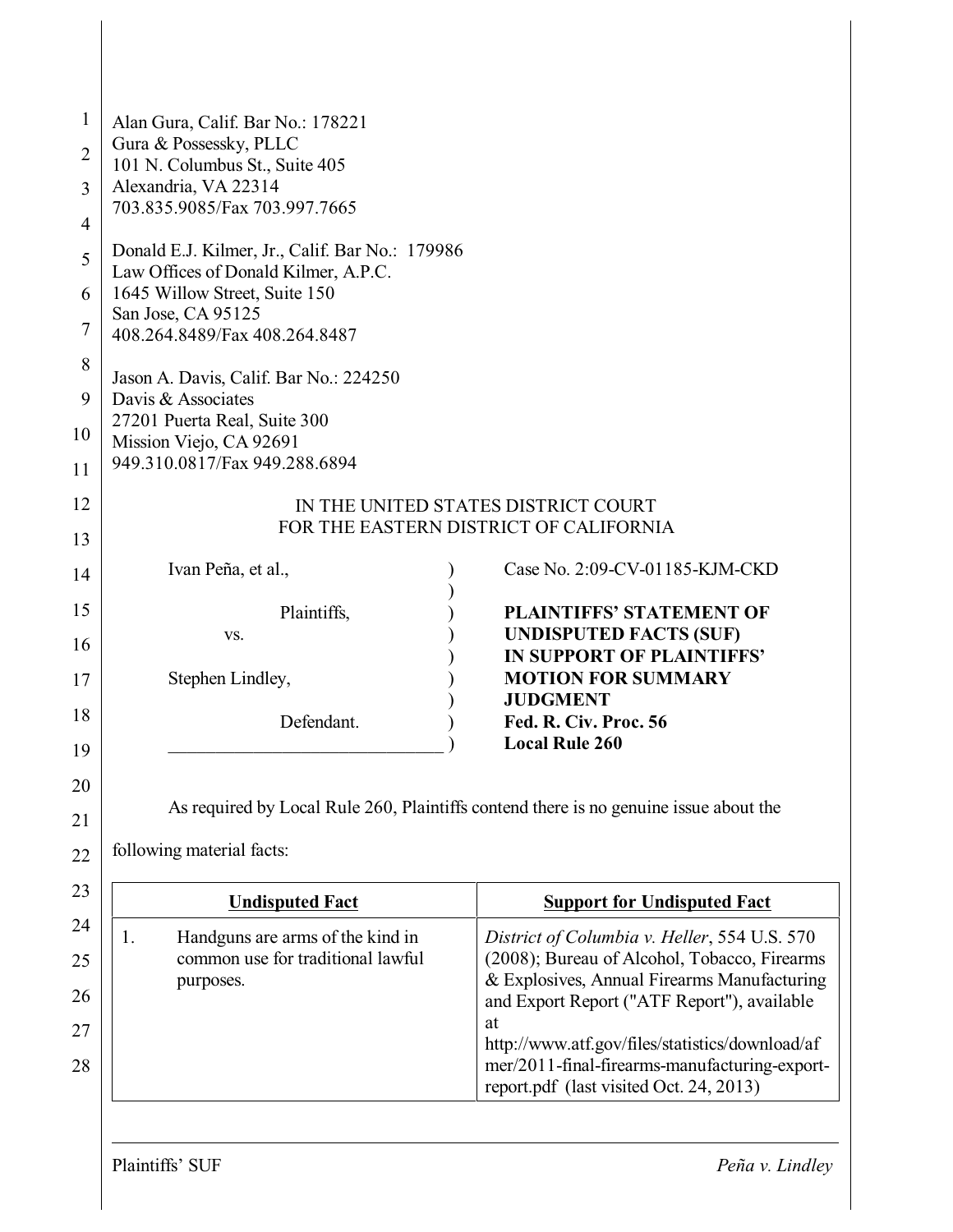Alan Gura, Calif. Bar No.: 178221
Gura & Possessky, PLLC
101 N. Columbus St., Suite 405
Alexandria, VA 22314
703.835.9085/Fax 703.997.7665

Donald E.J. Kilmer, Jr., Calif. Bar No.: 179986
Law Offices of Donald Kilmer, A.P.C.
1645 Willow Street, Suite 150
San Jose, CA 95125
408.264.8489/Fax 408.264.8487

Jason A. Davis, Calif. Bar No.: 224250
Davis & Associates
27201 Puerta Real, Suite 300
Mission Viejo, CA 92691
949.310.0817/Fax 949.288.6894

IN THE UNITED STATES DISTRICT COURT
FOR THE EASTERN DISTRICT OF CALIFORNIA

| | |
|---|---|
| Ivan Peña, et al.,<br><br>Plaintiffs,<br><br>vs.<br><br>Stephen Lindley,<br><br>Defendant. | Case No. 2:09-CV-01185-KJM-CKD<br><br>**PLAINTIFFS' STATEMENT OF UNDISPUTED FACTS (SUF) IN SUPPORT OF PLAINTIFFS' MOTION FOR SUMMARY JUDGMENT**<br>**Fed. R. Civ. Proc. 56**<br>**Local Rule 260** |

As required by Local Rule 260, Plaintiffs contend there is no genuine issue about the following material facts:

| Undisputed Fact | Support for Undisputed Fact |
|---|---|
| 1. Handguns are arms of the kind in common use for traditional lawful purposes. | *District of Columbia v. Heller*, 554 U.S. 570 (2008); Bureau of Alcohol, Tobacco, Firearms & Explosives, Annual Firearms Manufacturing and Export Report ("ATF Report"), available at http://www.atf.gov/files/statistics/download/afmer/2011-final-firearms-manufacturing-export-report.pdf (last visited Oct. 24, 2013) |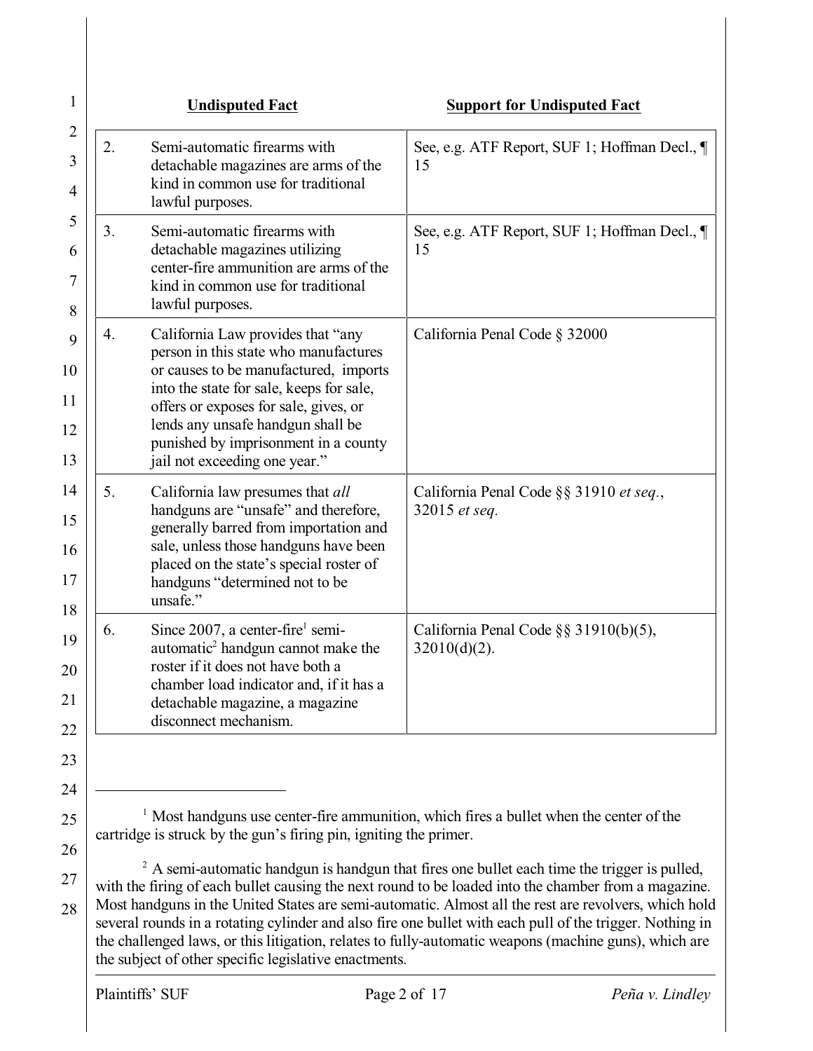| | Undisputed Fact | Support for Undisputed Fact |
|---|---|---|
| 2. | Semi-automatic firearms with detachable magazines are arms of the kind in common use for traditional lawful purposes. | See, e.g. ATF Report, SUF 1; Hoffman Decl., ¶ 15 |
| 3. | Semi-automatic firearms with detachable magazines utilizing center-fire ammunition are arms of the kind in common use for traditional lawful purposes. | See, e.g. ATF Report, SUF 1; Hoffman Decl., ¶ 15 |
| 4. | California Law provides that "any person in this state who manufactures or causes to be manufactured, imports into the state for sale, keeps for sale, offers or exposes for sale, gives, or lends any unsafe handgun shall be punished by imprisonment in a county jail not exceeding one year." | California Penal Code § 32000 |
| 5. | California law presumes that *all* handguns are "unsafe" and therefore, generally barred from importation and sale, unless those handguns have been placed on the state's special roster of handguns "determined not to be unsafe." | California Penal Code §§ 31910 *et seq.*, 32015 *et seq.* |
| 6. | Since 2007, a center-fire[1] semi-automatic[2] handgun cannot make the roster if it does not have both a chamber load indicator and, if it has a detachable magazine, a magazine disconnect mechanism. | California Penal Code §§ 31910(b)(5), 32010(d)(2). |

---

[1] Most handguns use center-fire ammunition, which fires a bullet when the center of the cartridge is struck by the gun's firing pin, igniting the primer.

[2] A semi-automatic handgun is handgun that fires one bullet each time the trigger is pulled, with the firing of each bullet causing the next round to be loaded into the chamber from a magazine. Most handguns in the United States are semi-automatic. Almost all the rest are revolvers, which hold several rounds in a rotating cylinder and also fire one bullet with each pull of the trigger. Nothing in the challenged laws, or this litigation, relates to fully-automatic weapons (machine guns), which are the subject of other specific legislative enactments.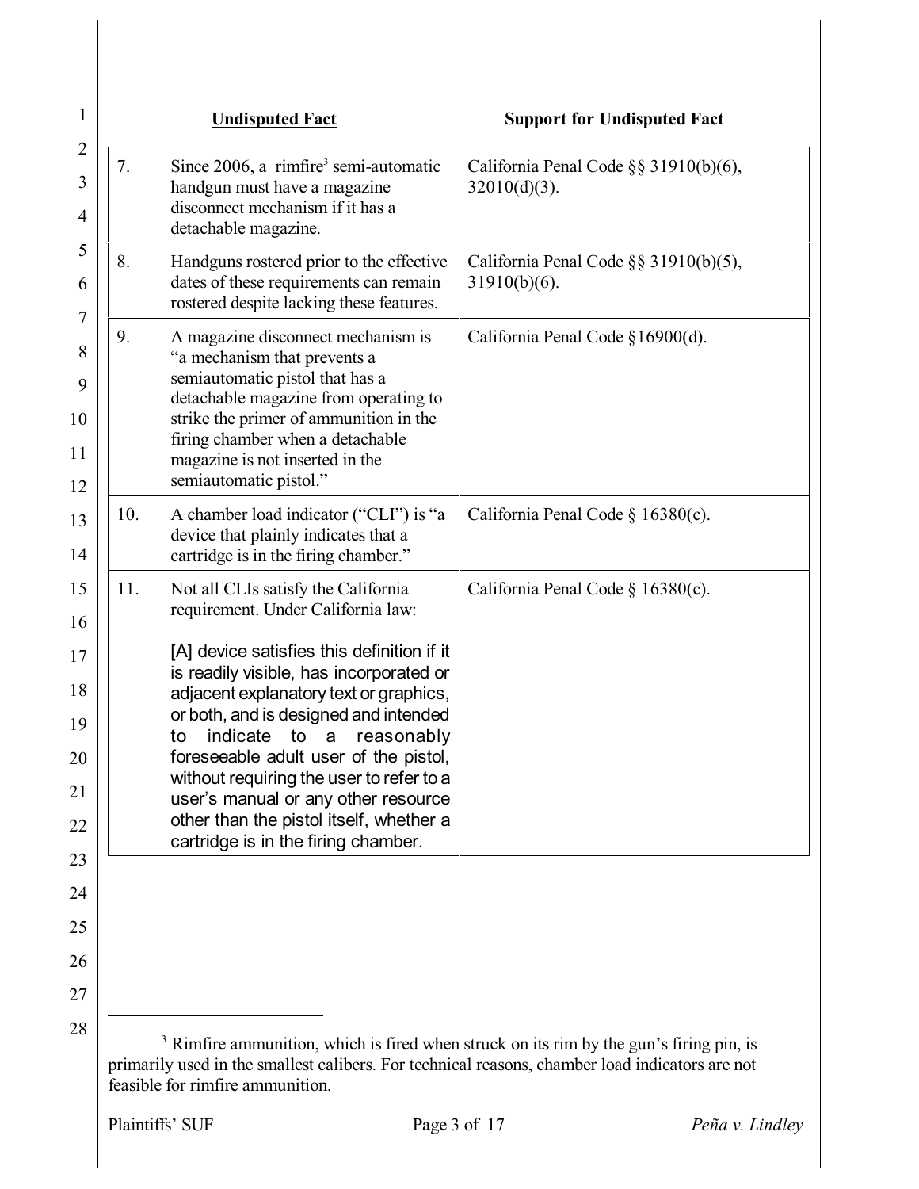| | Undisputed Fact | Support for Undisputed Fact |
|---|---|---|
| 7. | Since 2006, a rimfire[3] semi-automatic handgun must have a magazine disconnect mechanism if it has a detachable magazine. | California Penal Code §§ 31910(b)(6), 32010(d)(3). |
| 8. | Handguns rostered prior to the effective dates of these requirements can remain rostered despite lacking these features. | California Penal Code §§ 31910(b)(5), 31910(b)(6). |
| 9. | A magazine disconnect mechanism is "a mechanism that prevents a semiautomatic pistol that has a detachable magazine from operating to strike the primer of ammunition in the firing chamber when a detachable magazine is not inserted in the semiautomatic pistol." | California Penal Code §16900(d). |
| 10. | A chamber load indicator ("CLI") is "a device that plainly indicates that a cartridge is in the firing chamber." | California Penal Code § 16380(c). |
| 11. | Not all CLIs satisfy the California requirement. Under California law: [A] device satisfies this definition if it is readily visible, has incorporated or adjacent explanatory text or graphics, or both, and is designed and intended to indicate to a reasonably foreseeable adult user of the pistol, without requiring the user to refer to a user's manual or any other resource other than the pistol itself, whether a cartridge is in the firing chamber. | California Penal Code § 16380(c). |

[3] Rimfire ammunition, which is fired when struck on its rim by the gun's firing pin, is primarily used in the smallest calibers. For technical reasons, chamber load indicators are not feasible for rimfire ammunition.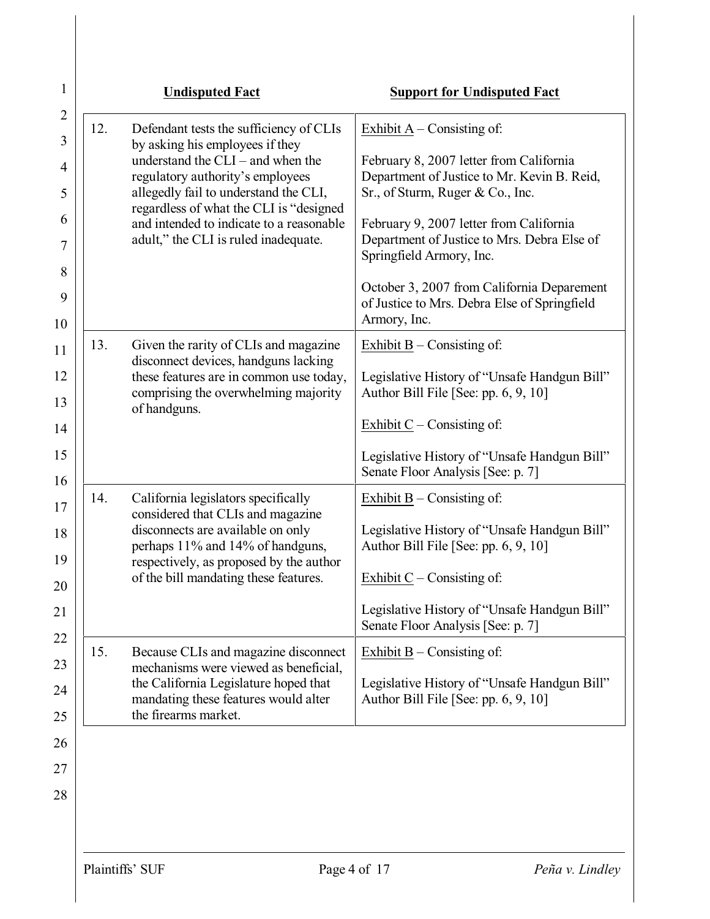| Undisputed Fact | Support for Undisputed Fact |
|---|---|
| 12. Defendant tests the sufficiency of CLIs by asking his employees if they understand the CLI – and when the regulatory authority's employees allegedly fail to understand the CLI, regardless of what the CLI is "designed and intended to indicate to a reasonable adult," the CLI is ruled inadequate. | Exhibit A – Consisting of:<br><br>February 8, 2007 letter from California Department of Justice to Mr. Kevin B. Reid, Sr., of Sturm, Ruger & Co., Inc.<br><br>February 9, 2007 letter from California Department of Justice to Mrs. Debra Else of Springfield Armory, Inc.<br><br>October 3, 2007 from California Deparement of Justice to Mrs. Debra Else of Springfield Armory, Inc. |
| 13. Given the rarity of CLIs and magazine disconnect devices, handguns lacking these features are in common use today, comprising the overwhelming majority of handguns. | Exhibit B – Consisting of:<br><br>Legislative History of "Unsafe Handgun Bill" Author Bill File [See: pp. 6, 9, 10]<br><br>Exhibit C – Consisting of:<br><br>Legislative History of "Unsafe Handgun Bill" Senate Floor Analysis [See: p. 7] |
| 14. California legislators specifically considered that CLIs and magazine disconnects are available on only perhaps 11% and 14% of handguns, respectively, as proposed by the author of the bill mandating these features. | Exhibit B – Consisting of:<br><br>Legislative History of "Unsafe Handgun Bill" Author Bill File [See: pp. 6, 9, 10]<br><br>Exhibit C – Consisting of:<br><br>Legislative History of "Unsafe Handgun Bill" Senate Floor Analysis [See: p. 7] |
| 15. Because CLIs and magazine disconnect mechanisms were viewed as beneficial, the California Legislature hoped that mandating these features would alter the firearms market. | Exhibit B – Consisting of:<br><br>Legislative History of "Unsafe Handgun Bill" Author Bill File [See: pp. 6, 9, 10] |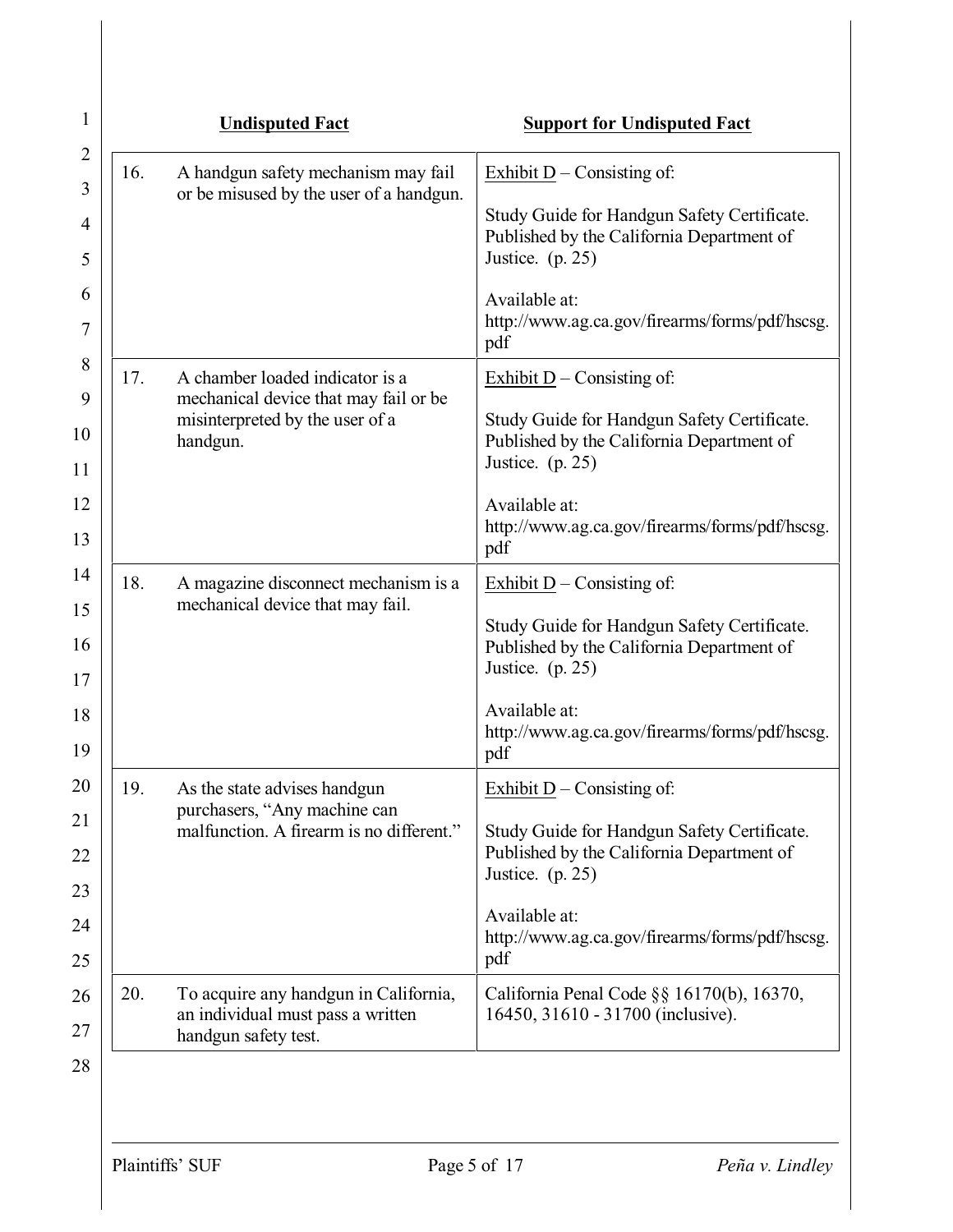| | Undisputed Fact | Support for Undisputed Fact |
|---|---|---|
| 16. | A handgun safety mechanism may fail or be misused by the user of a handgun. | Exhibit D – Consisting of: Study Guide for Handgun Safety Certificate. Published by the California Department of Justice. (p. 25) Available at: http://www.ag.ca.gov/firearms/forms/pdf/hscsg.pdf |
| 17. | A chamber loaded indicator is a mechanical device that may fail or be misinterpreted by the user of a handgun. | Exhibit D – Consisting of: Study Guide for Handgun Safety Certificate. Published by the California Department of Justice. (p. 25) Available at: http://www.ag.ca.gov/firearms/forms/pdf/hscsg.pdf |
| 18. | A magazine disconnect mechanism is a mechanical device that may fail. | Exhibit D – Consisting of: Study Guide for Handgun Safety Certificate. Published by the California Department of Justice. (p. 25) Available at: http://www.ag.ca.gov/firearms/forms/pdf/hscsg.pdf |
| 19. | As the state advises handgun purchasers, "Any machine can malfunction. A firearm is no different." | Exhibit D – Consisting of: Study Guide for Handgun Safety Certificate. Published by the California Department of Justice. (p. 25) Available at: http://www.ag.ca.gov/firearms/forms/pdf/hscsg.pdf |
| 20. | To acquire any handgun in California, an individual must pass a written handgun safety test. | California Penal Code §§ 16170(b), 16370, 16450, 31610 - 31700 (inclusive). |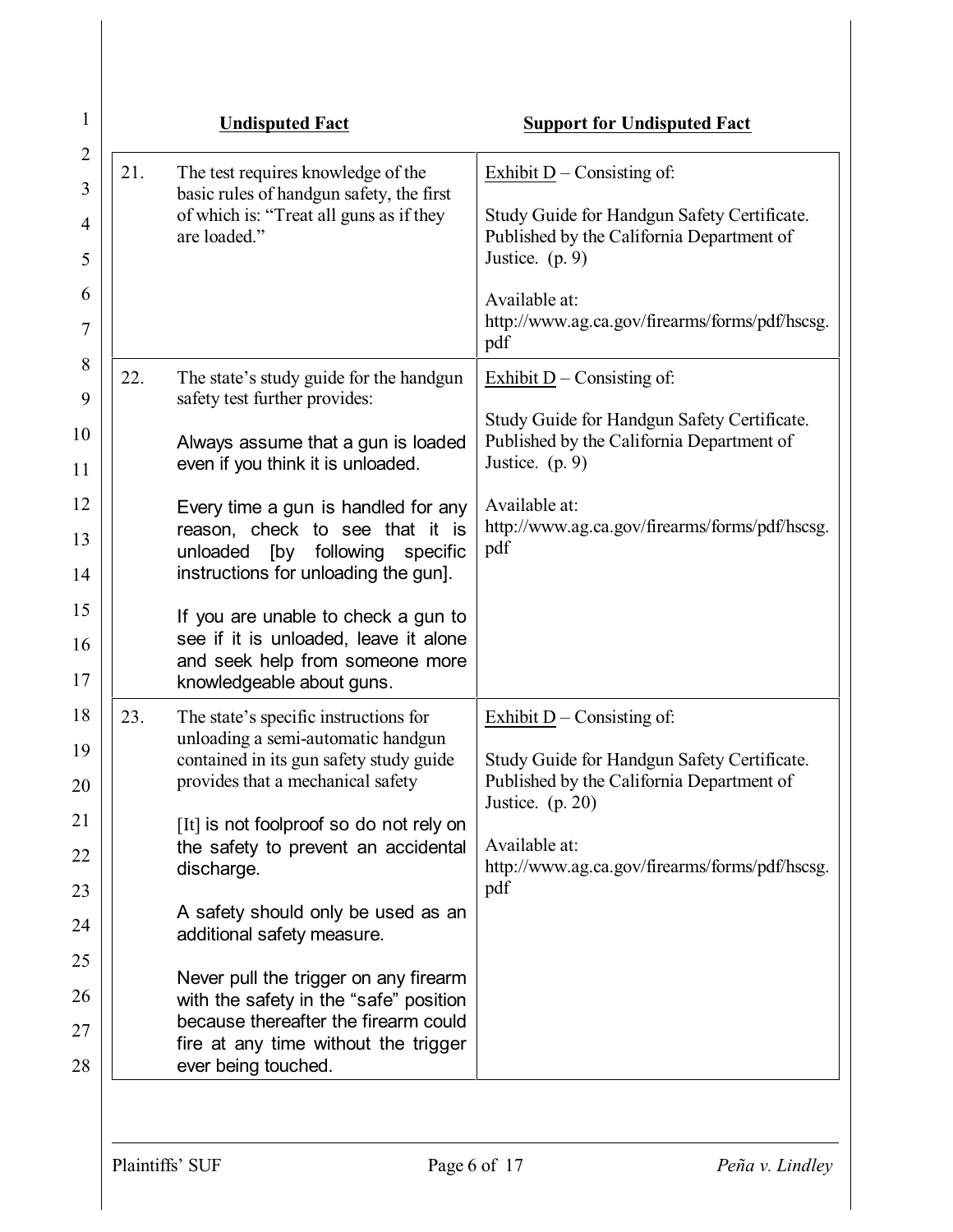| | Undisputed Fact | Support for Undisputed Fact |
|---|---|---|
| 21. | The test requires knowledge of the basic rules of handgun safety, the first of which is: "Treat all guns as if they are loaded." | Exhibit D – Consisting of:<br><br>Study Guide for Handgun Safety Certificate. Published by the California Department of Justice. (p. 9)<br><br>Available at: http://www.ag.ca.gov/firearms/forms/pdf/hscsg.pdf |
| 22. | The state's study guide for the handgun safety test further provides:<br><br>Always assume that a gun is loaded even if you think it is unloaded.<br><br>Every time a gun is handled for any reason, check to see that it is unloaded [by following specific instructions for unloading the gun].<br><br>If you are unable to check a gun to see if it is unloaded, leave it alone and seek help from someone more knowledgeable about guns. | Exhibit D – Consisting of:<br><br>Study Guide for Handgun Safety Certificate. Published by the California Department of Justice. (p. 9)<br><br>Available at: http://www.ag.ca.gov/firearms/forms/pdf/hscsg.pdf |
| 23. | The state's specific instructions for unloading a semi-automatic handgun contained in its gun safety study guide provides that a mechanical safety<br><br>[It] is not foolproof so do not rely on the safety to prevent an accidental discharge.<br><br>A safety should only be used as an additional safety measure.<br><br>Never pull the trigger on any firearm with the safety in the "safe" position because thereafter the firearm could fire at any time without the trigger ever being touched. | Exhibit D – Consisting of:<br><br>Study Guide for Handgun Safety Certificate. Published by the California Department of Justice. (p. 20)<br><br>Available at: http://www.ag.ca.gov/firearms/forms/pdf/hscsg.pdf |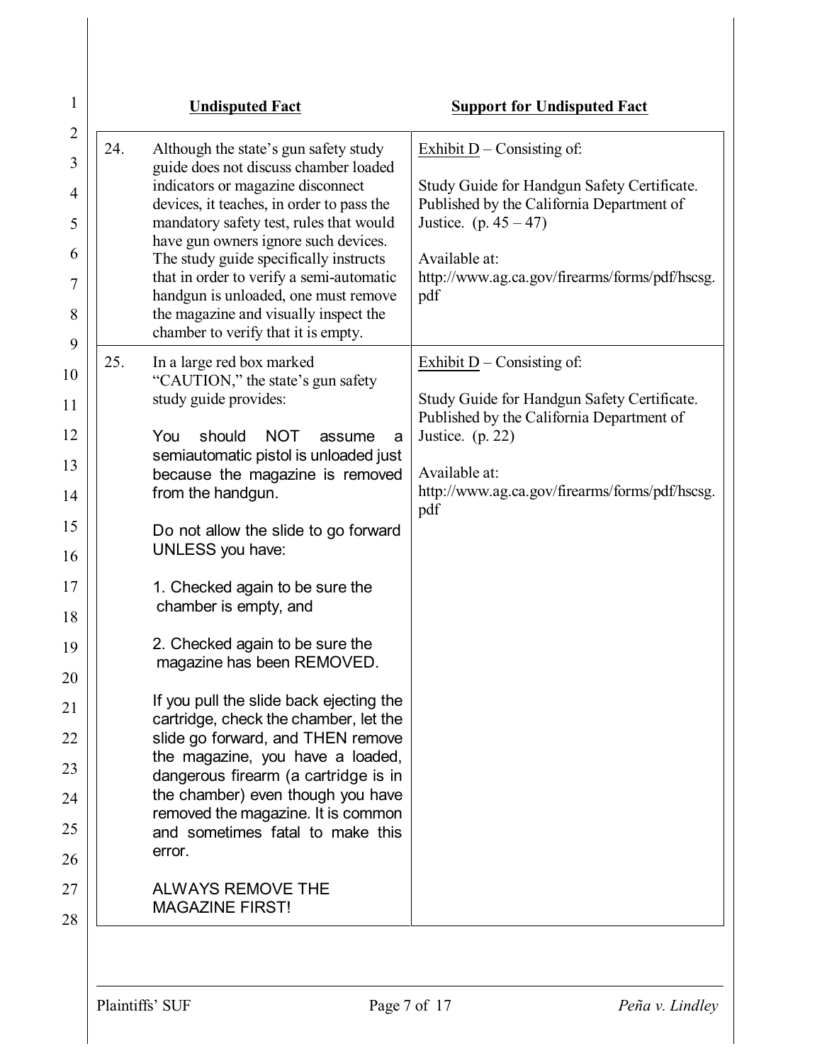| | Undisputed Fact | Support for Undisputed Fact |
|---|---|---|
| 24. | Although the state's gun safety study guide does not discuss chamber loaded indicators or magazine disconnect devices, it teaches, in order to pass the mandatory safety test, rules that would have gun owners ignore such devices. The study guide specifically instructs that in order to verify a semi-automatic handgun is unloaded, one must remove the magazine and visually inspect the chamber to verify that it is empty. | Exhibit D – Consisting of:<br><br>Study Guide for Handgun Safety Certificate. Published by the California Department of Justice. (p. 45 – 47)<br><br>Available at:<br>http://www.ag.ca.gov/firearms/forms/pdf/hscsg.pdf |
| 25. | In a large red box marked "CAUTION," the state's gun safety study guide provides:<br><br>You should NOT assume a semiautomatic pistol is unloaded just because the magazine is removed from the handgun.<br><br>Do not allow the slide to go forward UNLESS you have:<br><br>1. Checked again to be sure the chamber is empty, and<br><br>2. Checked again to be sure the magazine has been REMOVED.<br><br>If you pull the slide back ejecting the cartridge, check the chamber, let the slide go forward, and THEN remove the magazine, you have a loaded, dangerous firearm (a cartridge is in the chamber) even though you have removed the magazine. It is common and sometimes fatal to make this error.<br><br>ALWAYS REMOVE THE MAGAZINE FIRST! | Exhibit D – Consisting of:<br><br>Study Guide for Handgun Safety Certificate. Published by the California Department of Justice. (p. 22)<br><br>Available at:<br>http://www.ag.ca.gov/firearms/forms/pdf/hscsg.pdf |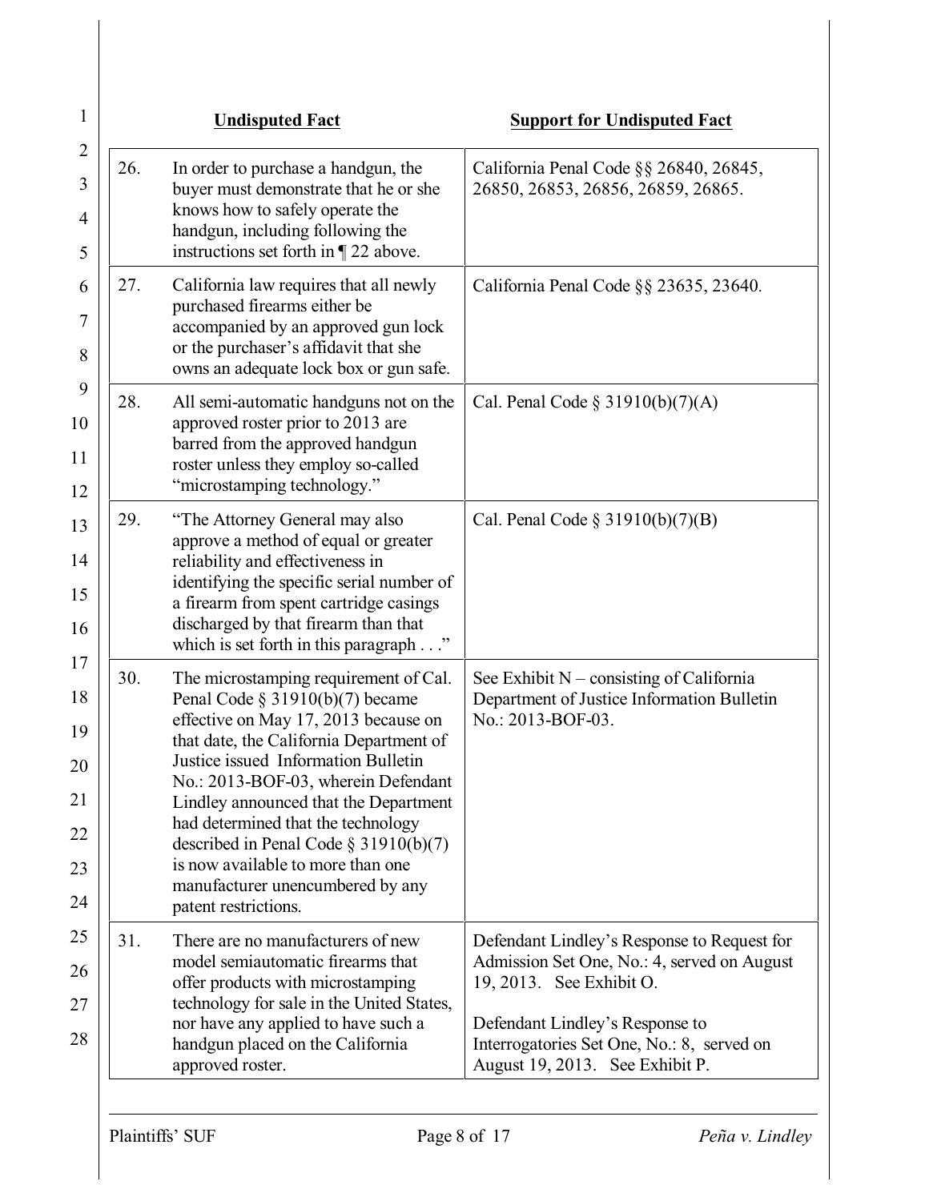| | Undisputed Fact | Support for Undisputed Fact |
|---|---|---|
| 26. | In order to purchase a handgun, the buyer must demonstrate that he or she knows how to safely operate the handgun, including following the instructions set forth in ¶ 22 above. | California Penal Code §§ 26840, 26845, 26850, 26853, 26856, 26859, 26865. |
| 27. | California law requires that all newly purchased firearms either be accompanied by an approved gun lock or the purchaser's affidavit that she owns an adequate lock box or gun safe. | California Penal Code §§ 23635, 23640. |
| 28. | All semi-automatic handguns not on the approved roster prior to 2013 are barred from the approved handgun roster unless they employ so-called "microstamping technology." | Cal. Penal Code § 31910(b)(7)(A) |
| 29. | "The Attorney General may also approve a method of equal or greater reliability and effectiveness in identifying the specific serial number of a firearm from spent cartridge casings discharged by that firearm than that which is set forth in this paragraph . . ." | Cal. Penal Code § 31910(b)(7)(B) |
| 30. | The microstamping requirement of Cal. Penal Code § 31910(b)(7) became effective on May 17, 2013 because on that date, the California Department of Justice issued Information Bulletin No.: 2013-BOF-03, wherein Defendant Lindley announced that the Department had determined that the technology described in Penal Code § 31910(b)(7) is now available to more than one manufacturer unencumbered by any patent restrictions. | See Exhibit N – consisting of California Department of Justice Information Bulletin No.: 2013-BOF-03. |
| 31. | There are no manufacturers of new model semiautomatic firearms that offer products with microstamping technology for sale in the United States, nor have any applied to have such a handgun placed on the California approved roster. | Defendant Lindley's Response to Request for Admission Set One, No.: 4, served on August 19, 2013. See Exhibit O.<br><br>Defendant Lindley's Response to Interrogatories Set One, No.: 8, served on August 19, 2013. See Exhibit P. |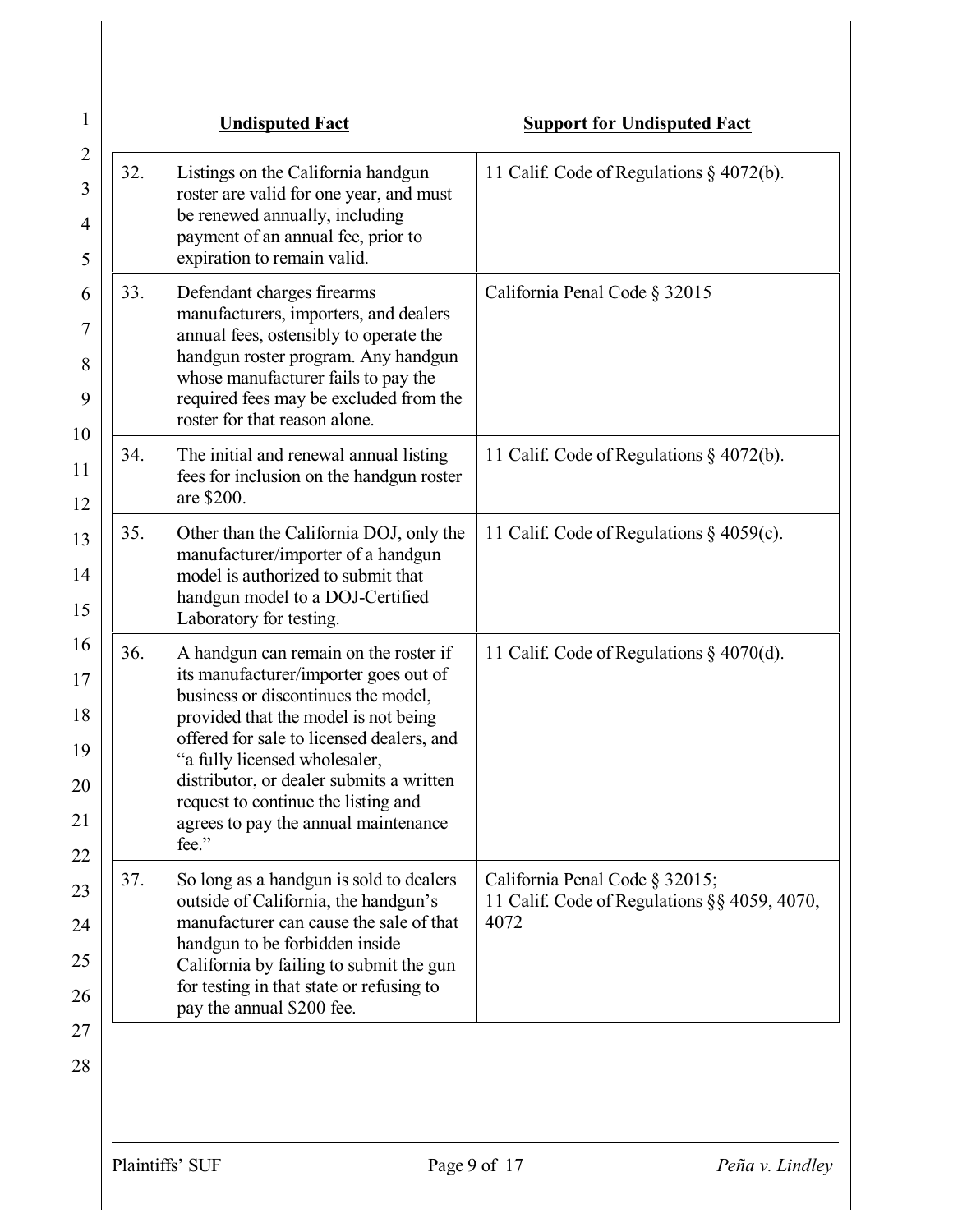| | Undisputed Fact | Support for Undisputed Fact |
|---|---|---|
| 32. | Listings on the California handgun roster are valid for one year, and must be renewed annually, including payment of an annual fee, prior to expiration to remain valid. | 11 Calif. Code of Regulations § 4072(b). |
| 33. | Defendant charges firearms manufacturers, importers, and dealers annual fees, ostensibly to operate the handgun roster program. Any handgun whose manufacturer fails to pay the required fees may be excluded from the roster for that reason alone. | California Penal Code § 32015 |
| 34. | The initial and renewal annual listing fees for inclusion on the handgun roster are $200. | 11 Calif. Code of Regulations § 4072(b). |
| 35. | Other than the California DOJ, only the manufacturer/importer of a handgun model is authorized to submit that handgun model to a DOJ-Certified Laboratory for testing. | 11 Calif. Code of Regulations § 4059(c). |
| 36. | A handgun can remain on the roster if its manufacturer/importer goes out of business or discontinues the model, provided that the model is not being offered for sale to licensed dealers, and "a fully licensed wholesaler, distributor, or dealer submits a written request to continue the listing and agrees to pay the annual maintenance fee." | 11 Calif. Code of Regulations § 4070(d). |
| 37. | So long as a handgun is sold to dealers outside of California, the handgun's manufacturer can cause the sale of that handgun to be forbidden inside California by failing to submit the gun for testing in that state or refusing to pay the annual $200 fee. | California Penal Code § 32015; 11 Calif. Code of Regulations §§ 4059, 4070, 4072 |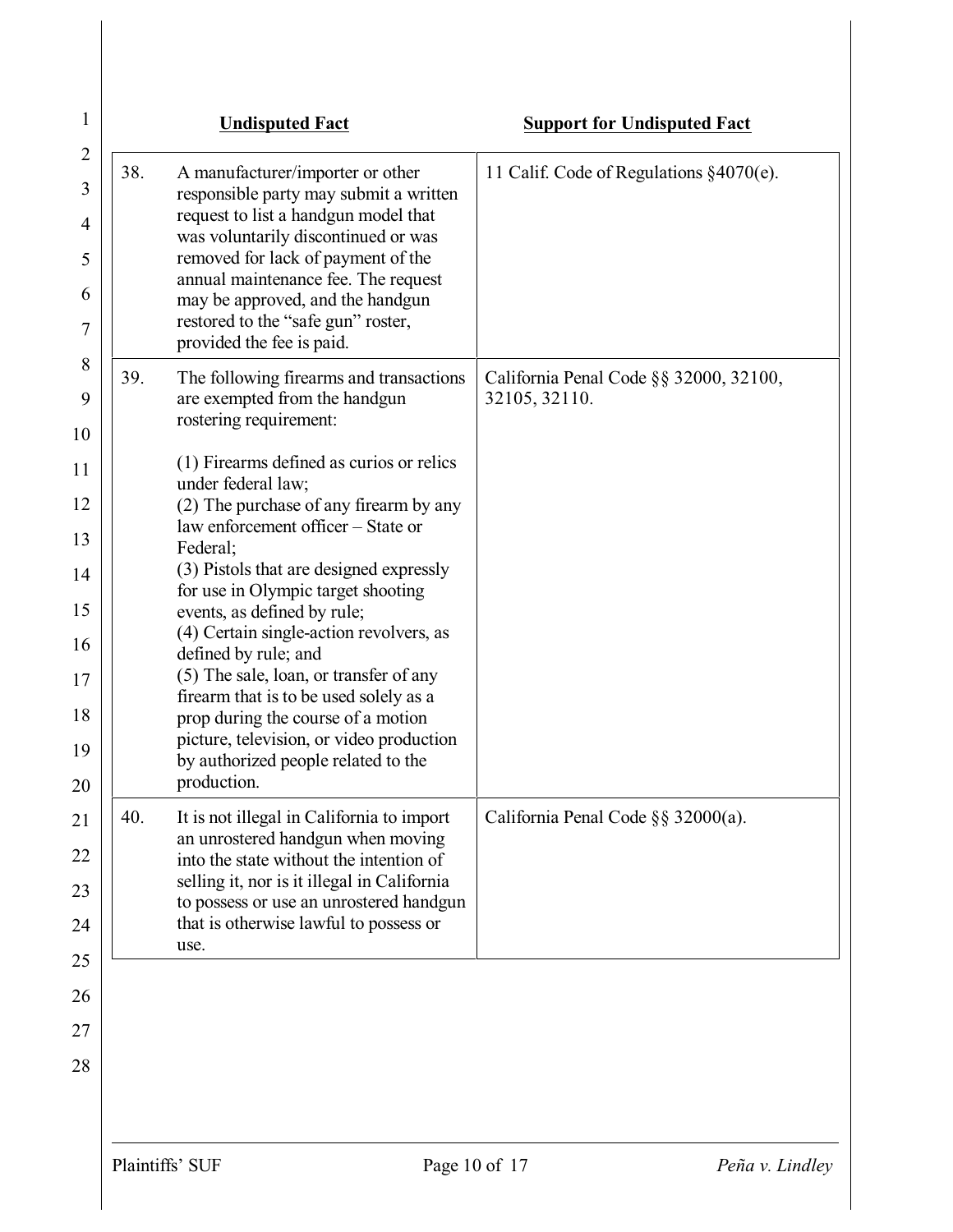| | Undisputed Fact | Support for Undisputed Fact |
|---|---|---|
| 38. | A manufacturer/importer or other responsible party may submit a written request to list a handgun model that was voluntarily discontinued or was removed for lack of payment of the annual maintenance fee. The request may be approved, and the handgun restored to the "safe gun" roster, provided the fee is paid. | 11 Calif. Code of Regulations §4070(e). |
| 39. | The following firearms and transactions are exempted from the handgun rostering requirement:<br><br>(1) Firearms defined as curios or relics under federal law;<br>(2) The purchase of any firearm by any law enforcement officer – State or Federal;<br>(3) Pistols that are designed expressly for use in Olympic target shooting events, as defined by rule;<br>(4) Certain single-action revolvers, as defined by rule; and<br>(5) The sale, loan, or transfer of any firearm that is to be used solely as a prop during the course of a motion picture, television, or video production by authorized people related to the production. | California Penal Code §§ 32000, 32100, 32105, 32110. |
| 40. | It is not illegal in California to import an unrostered handgun when moving into the state without the intention of selling it, nor is it illegal in California to possess or use an unrostered handgun that is otherwise lawful to possess or use. | California Penal Code §§ 32000(a). |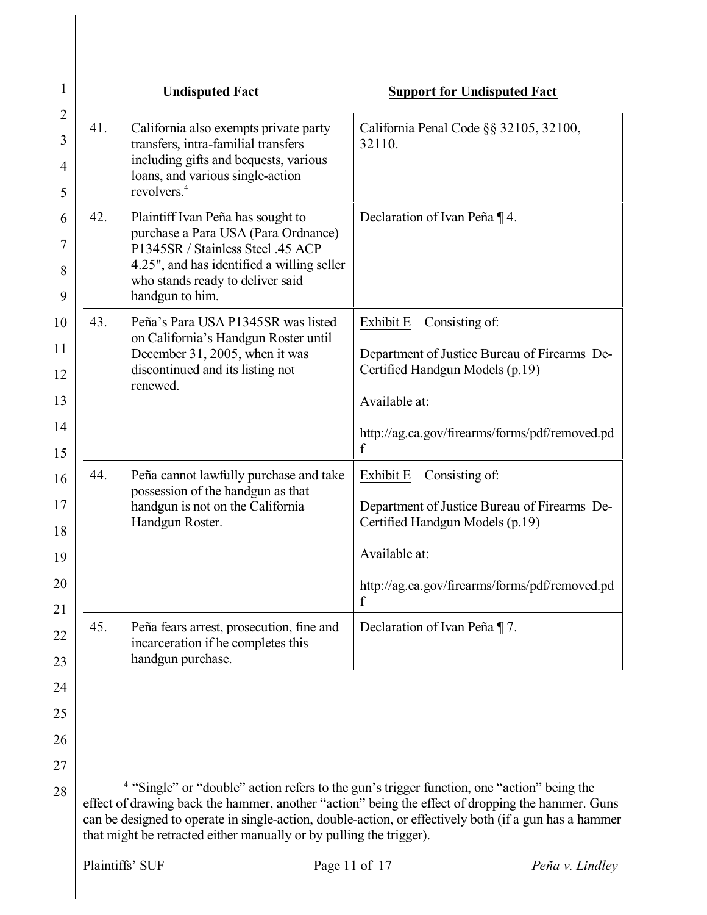| | Undisputed Fact | Support for Undisputed Fact |
|---|---|---|
| 41. | California also exempts private party transfers, intra-familial transfers including gifts and bequests, various loans, and various single-action revolvers.[4] | California Penal Code §§ 32105, 32100, 32110. |
| 42. | Plaintiff Ivan Peña has sought to purchase a Para USA (Para Ordnance) P1345SR / Stainless Steel .45 ACP 4.25", and has identified a willing seller who stands ready to deliver said handgun to him. | Declaration of Ivan Peña ¶ 4. |
| 43. | Peña's Para USA P1345SR was listed on California's Handgun Roster until December 31, 2005, when it was discontinued and its listing not renewed. | Exhibit E – Consisting of: Department of Justice Bureau of Firearms De-Certified Handgun Models (p.19) Available at: http://ag.ca.gov/firearms/forms/pdf/removed.pdf |
| 44. | Peña cannot lawfully purchase and take possession of the handgun as that handgun is not on the California Handgun Roster. | Exhibit E – Consisting of: Department of Justice Bureau of Firearms De-Certified Handgun Models (p.19) Available at: http://ag.ca.gov/firearms/forms/pdf/removed.pdf |
| 45. | Peña fears arrest, prosecution, fine and incarceration if he completes this handgun purchase. | Declaration of Ivan Peña ¶ 7. |

[4] "Single" or "double" action refers to the gun's trigger function, one "action" being the effect of drawing back the hammer, another "action" being the effect of dropping the hammer. Guns can be designed to operate in single-action, double-action, or effectively both (if a gun has a hammer that might be retracted either manually or by pulling the trigger).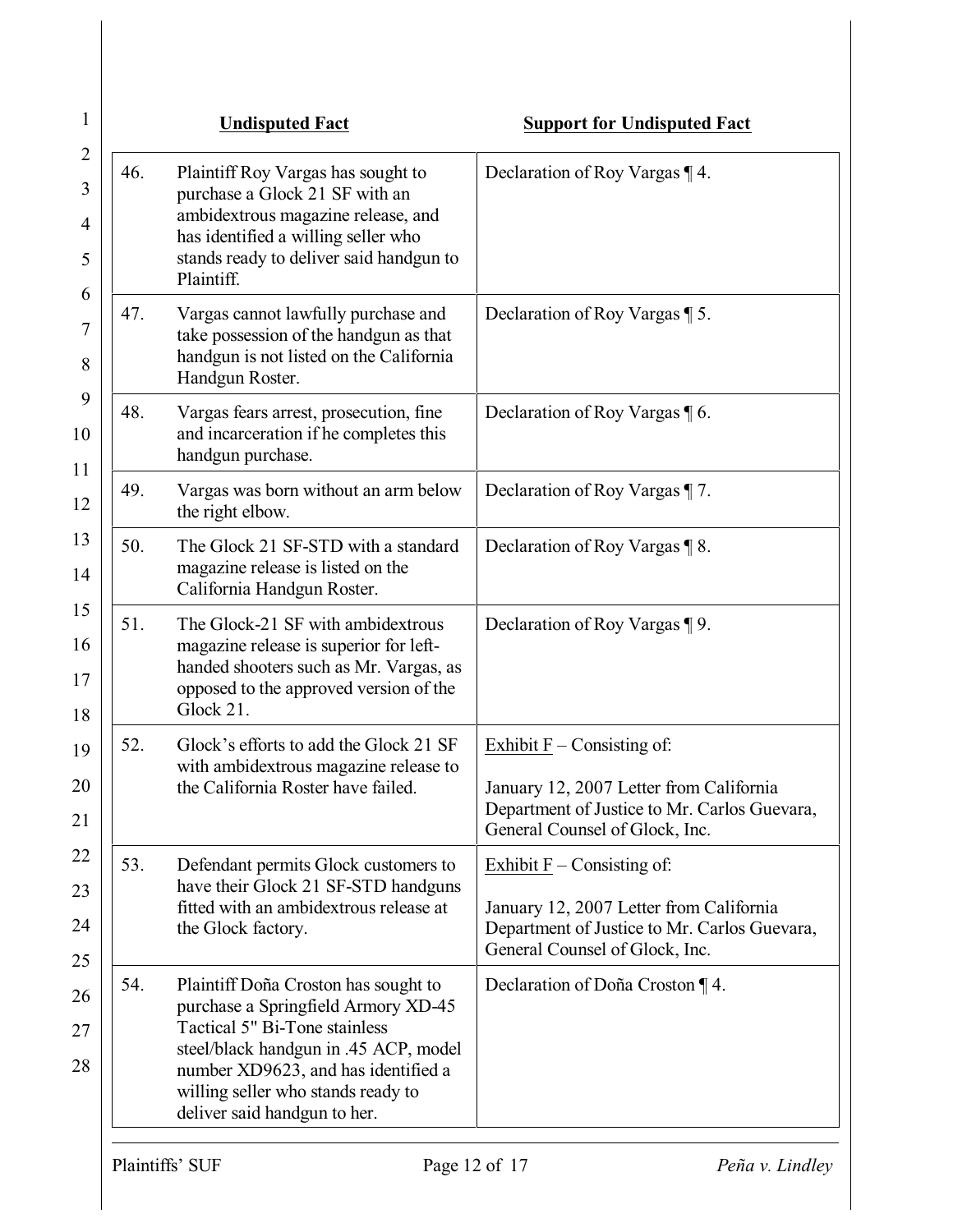| | Undisputed Fact | Support for Undisputed Fact |
|---|---|---|
| 46. | Plaintiff Roy Vargas has sought to purchase a Glock 21 SF with an ambidextrous magazine release, and has identified a willing seller who stands ready to deliver said handgun to Plaintiff. | Declaration of Roy Vargas ¶ 4. |
| 47. | Vargas cannot lawfully purchase and take possession of the handgun as that handgun is not listed on the California Handgun Roster. | Declaration of Roy Vargas ¶ 5. |
| 48. | Vargas fears arrest, prosecution, fine and incarceration if he completes this handgun purchase. | Declaration of Roy Vargas ¶ 6. |
| 49. | Vargas was born without an arm below the right elbow. | Declaration of Roy Vargas ¶ 7. |
| 50. | The Glock 21 SF-STD with a standard magazine release is listed on the California Handgun Roster. | Declaration of Roy Vargas ¶ 8. |
| 51. | The Glock-21 SF with ambidextrous magazine release is superior for left-handed shooters such as Mr. Vargas, as opposed to the approved version of the Glock 21. | Declaration of Roy Vargas ¶ 9. |
| 52. | Glock's efforts to add the Glock 21 SF with ambidextrous magazine release to the California Roster have failed. | Exhibit F – Consisting of: January 12, 2007 Letter from California Department of Justice to Mr. Carlos Guevara, General Counsel of Glock, Inc. |
| 53. | Defendant permits Glock customers to have their Glock 21 SF-STD handguns fitted with an ambidextrous release at the Glock factory. | Exhibit F – Consisting of: January 12, 2007 Letter from California Department of Justice to Mr. Carlos Guevara, General Counsel of Glock, Inc. |
| 54. | Plaintiff Doña Croston has sought to purchase a Springfield Armory XD-45 Tactical 5" Bi-Tone stainless steel/black handgun in .45 ACP, model number XD9623, and has identified a willing seller who stands ready to deliver said handgun to her. | Declaration of Doña Croston ¶ 4. |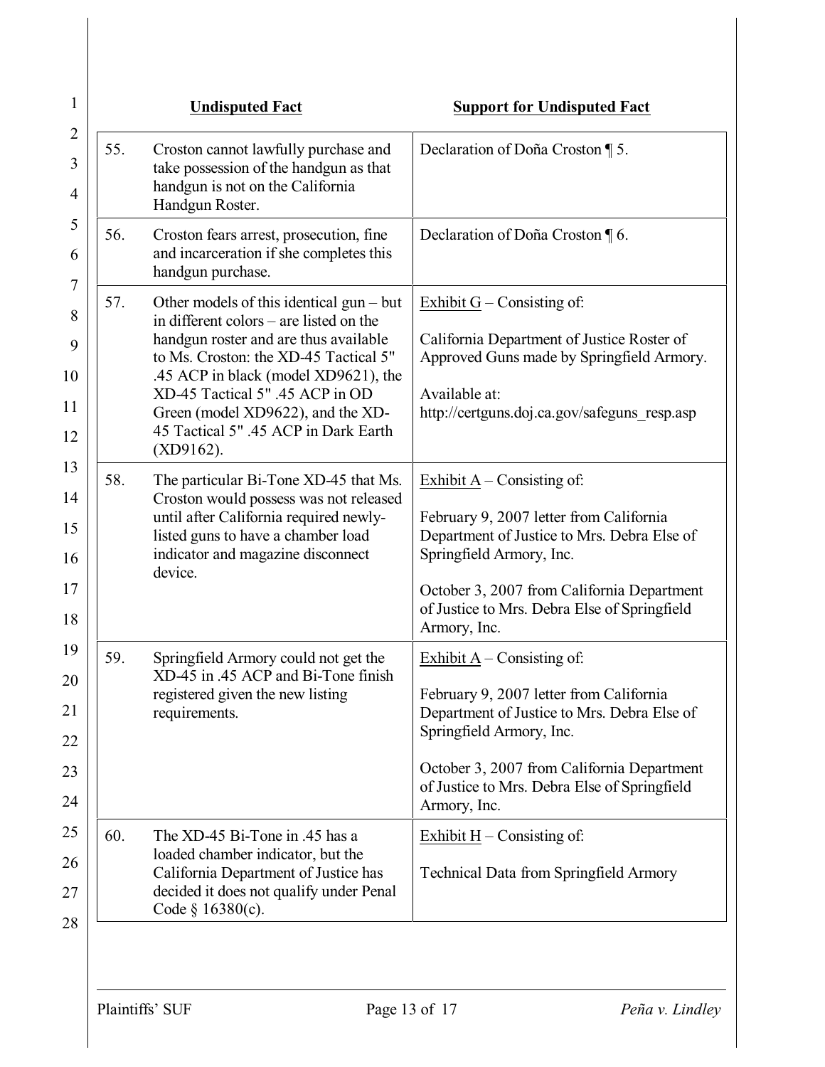| | Undisputed Fact | Support for Undisputed Fact |
|---|---|---|
| 55. | Croston cannot lawfully purchase and take possession of the handgun as that handgun is not on the California Handgun Roster. | Declaration of Doña Croston ¶ 5. |
| 56. | Croston fears arrest, prosecution, fine and incarceration if she completes this handgun purchase. | Declaration of Doña Croston ¶ 6. |
| 57. | Other models of this identical gun – but in different colors – are listed on the handgun roster and are thus available to Ms. Croston: the XD-45 Tactical 5" .45 ACP in black (model XD9621), the XD-45 Tactical 5" .45 ACP in OD Green (model XD9622), and the XD-45 Tactical 5" .45 ACP in Dark Earth (XD9162). | Exhibit G – Consisting of:<br><br>California Department of Justice Roster of Approved Guns made by Springfield Armory.<br><br>Available at:<br>http://certguns.doj.ca.gov/safeguns_resp.asp |
| 58. | The particular Bi-Tone XD-45 that Ms. Croston would possess was not released until after California required newly-listed guns to have a chamber load indicator and magazine disconnect device. | Exhibit A – Consisting of:<br><br>February 9, 2007 letter from California Department of Justice to Mrs. Debra Else of Springfield Armory, Inc.<br><br>October 3, 2007 from California Department of Justice to Mrs. Debra Else of Springfield Armory, Inc. |
| 59. | Springfield Armory could not get the XD-45 in .45 ACP and Bi-Tone finish registered given the new listing requirements. | Exhibit A – Consisting of:<br><br>February 9, 2007 letter from California Department of Justice to Mrs. Debra Else of Springfield Armory, Inc.<br><br>October 3, 2007 from California Department of Justice to Mrs. Debra Else of Springfield Armory, Inc. |
| 60. | The XD-45 Bi-Tone in .45 has a loaded chamber indicator, but the California Department of Justice has decided it does not qualify under Penal Code § 16380(c). | Exhibit H – Consisting of:<br><br>Technical Data from Springfield Armory |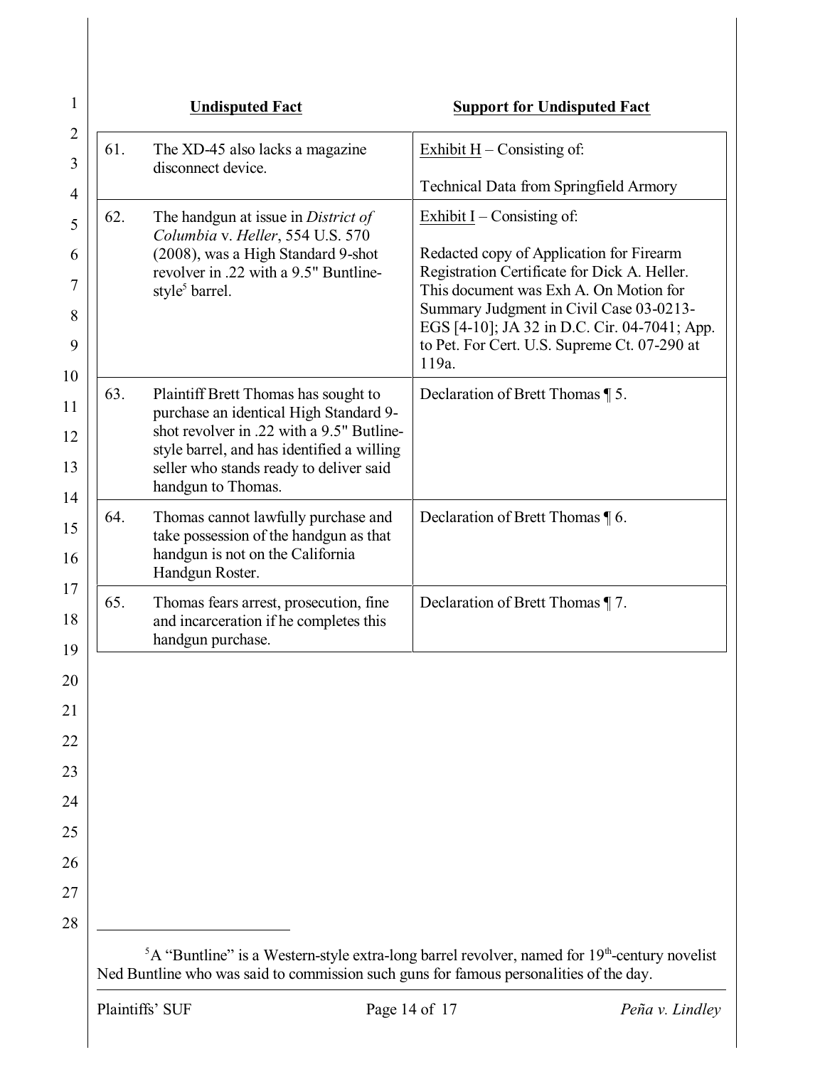| | Undisputed Fact | Support for Undisputed Fact |
|---|---|---|
| 61. | The XD-45 also lacks a magazine disconnect device. | Exhibit H – Consisting of:<br><br>Technical Data from Springfield Armory |
| 62. | The handgun at issue in *District of Columbia* v. *Heller*, 554 U.S. 570 (2008), was a High Standard 9-shot revolver in .22 with a 9.5" Buntline-style[5] barrel. | Exhibit I – Consisting of:<br><br>Redacted copy of Application for Firearm Registration Certificate for Dick A. Heller. This document was Exh A. On Motion for Summary Judgment in Civil Case 03-0213-EGS [4-10]; JA 32 in D.C. Cir. 04-7041; App. to Pet. For Cert. U.S. Supreme Ct. 07-290 at 119a. |
| 63. | Plaintiff Brett Thomas has sought to purchase an identical High Standard 9-shot revolver in .22 with a 9.5" Butline-style barrel, and has identified a willing seller who stands ready to deliver said handgun to Thomas. | Declaration of Brett Thomas ¶ 5. |
| 64. | Thomas cannot lawfully purchase and take possession of the handgun as that handgun is not on the California Handgun Roster. | Declaration of Brett Thomas ¶ 6. |
| 65. | Thomas fears arrest, prosecution, fine and incarceration if he completes this handgun purchase. | Declaration of Brett Thomas ¶ 7. |

[5] A "Buntline" is a Western-style extra-long barrel revolver, named for 19th-century novelist Ned Buntline who was said to commission such guns for famous personalities of the day.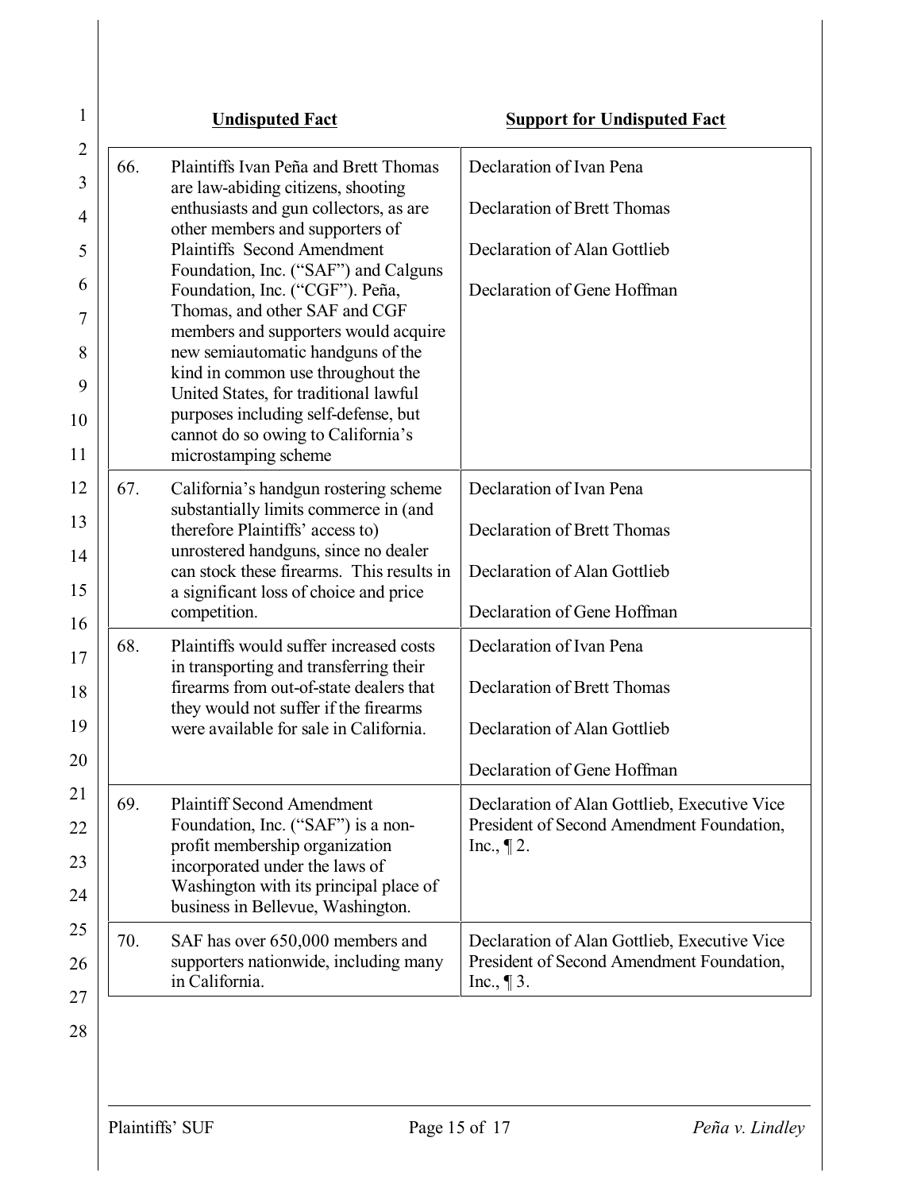| | Undisputed Fact | Support for Undisputed Fact |
|---|---|---|
| 66. | Plaintiffs Ivan Peña and Brett Thomas are law-abiding citizens, shooting enthusiasts and gun collectors, as are other members and supporters of Plaintiffs Second Amendment Foundation, Inc. ("SAF") and Calguns Foundation, Inc. ("CGF"). Peña, Thomas, and other SAF and CGF members and supporters would acquire new semiautomatic handguns of the kind in common use throughout the United States, for traditional lawful purposes including self-defense, but cannot do so owing to California's microstamping scheme | Declaration of Ivan Pena<br><br>Declaration of Brett Thomas<br><br>Declaration of Alan Gottlieb<br><br>Declaration of Gene Hoffman |
| 67. | California's handgun rostering scheme substantially limits commerce in (and therefore Plaintiffs' access to) unrostered handguns, since no dealer can stock these firearms. This results in a significant loss of choice and price competition. | Declaration of Ivan Pena<br><br>Declaration of Brett Thomas<br><br>Declaration of Alan Gottlieb<br><br>Declaration of Gene Hoffman |
| 68. | Plaintiffs would suffer increased costs in transporting and transferring their firearms from out-of-state dealers that they would not suffer if the firearms were available for sale in California. | Declaration of Ivan Pena<br><br>Declaration of Brett Thomas<br><br>Declaration of Alan Gottlieb<br><br>Declaration of Gene Hoffman |
| 69. | Plaintiff Second Amendment Foundation, Inc. ("SAF") is a non-profit membership organization incorporated under the laws of Washington with its principal place of business in Bellevue, Washington. | Declaration of Alan Gottlieb, Executive Vice President of Second Amendment Foundation, Inc., ¶ 2. |
| 70. | SAF has over 650,000 members and supporters nationwide, including many in California. | Declaration of Alan Gottlieb, Executive Vice President of Second Amendment Foundation, Inc., ¶ 3. |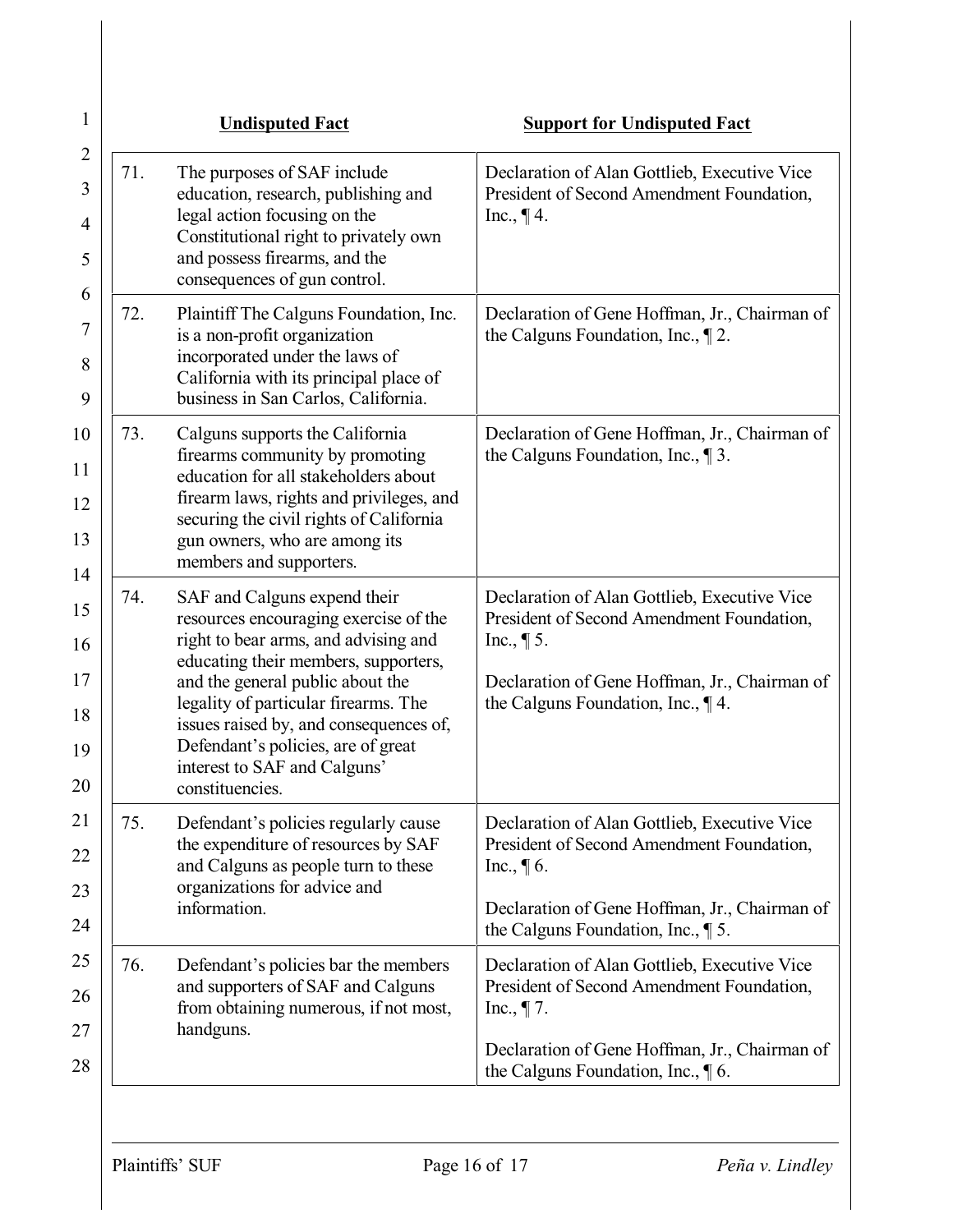| Undisputed Fact | Support for Undisputed Fact |
|---|---|
| 71. The purposes of SAF include education, research, publishing and legal action focusing on the Constitutional right to privately own and possess firearms, and the consequences of gun control. | Declaration of Alan Gottlieb, Executive Vice President of Second Amendment Foundation, Inc., ¶ 4. |
| 72. Plaintiff The Calguns Foundation, Inc. is a non-profit organization incorporated under the laws of California with its principal place of business in San Carlos, California. | Declaration of Gene Hoffman, Jr., Chairman of the Calguns Foundation, Inc., ¶ 2. |
| 73. Calguns supports the California firearms community by promoting education for all stakeholders about firearm laws, rights and privileges, and securing the civil rights of California gun owners, who are among its members and supporters. | Declaration of Gene Hoffman, Jr., Chairman of the Calguns Foundation, Inc., ¶ 3. |
| 74. SAF and Calguns expend their resources encouraging exercise of the right to bear arms, and advising and educating their members, supporters, and the general public about the legality of particular firearms. The issues raised by, and consequences of, Defendant's policies, are of great interest to SAF and Calguns' constituencies. | Declaration of Alan Gottlieb, Executive Vice President of Second Amendment Foundation, Inc., ¶ 5.<br><br>Declaration of Gene Hoffman, Jr., Chairman of the Calguns Foundation, Inc., ¶ 4. |
| 75. Defendant's policies regularly cause the expenditure of resources by SAF and Calguns as people turn to these organizations for advice and information. | Declaration of Alan Gottlieb, Executive Vice President of Second Amendment Foundation, Inc., ¶ 6.<br><br>Declaration of Gene Hoffman, Jr., Chairman of the Calguns Foundation, Inc., ¶ 5. |
| 76. Defendant's policies bar the members and supporters of SAF and Calguns from obtaining numerous, if not most, handguns. | Declaration of Alan Gottlieb, Executive Vice President of Second Amendment Foundation, Inc., ¶ 7.<br><br>Declaration of Gene Hoffman, Jr., Chairman of the Calguns Foundation, Inc., ¶ 6. |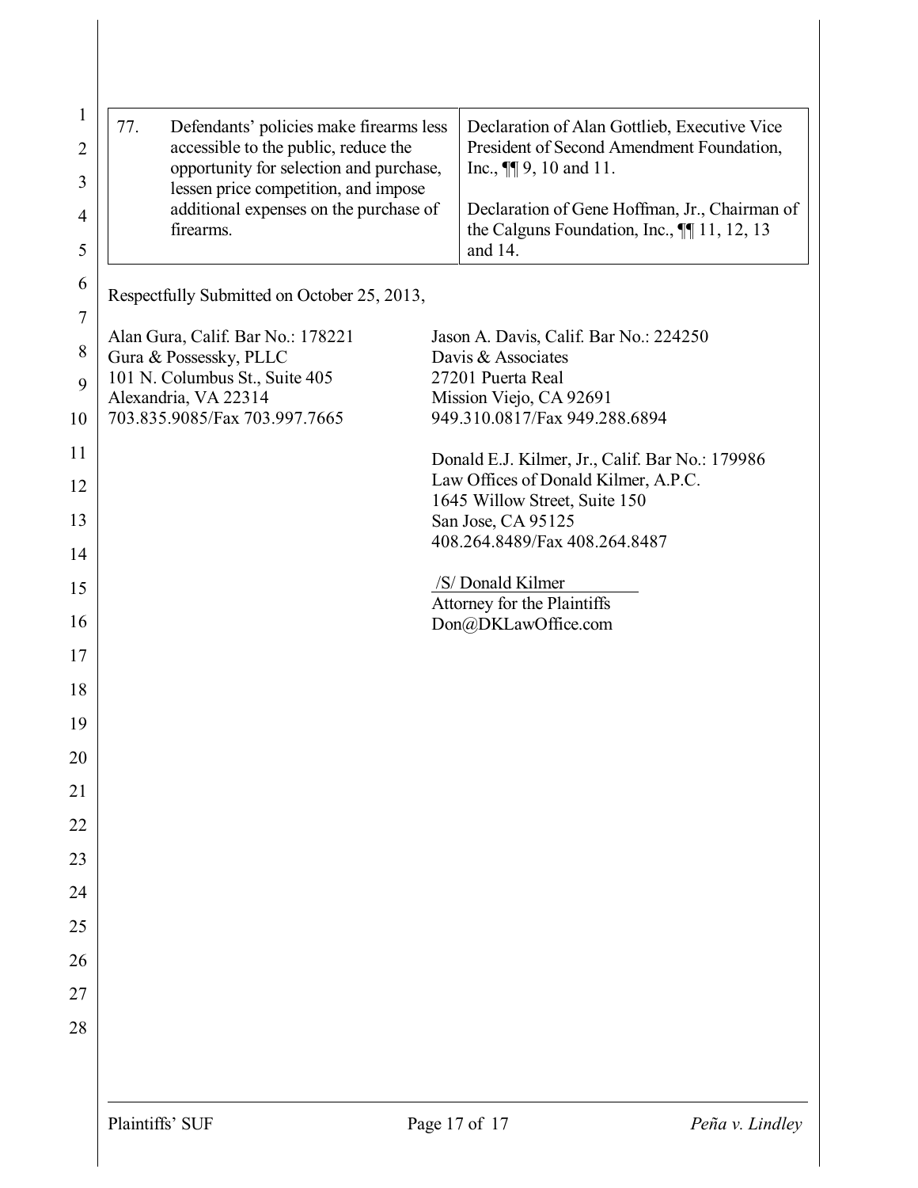| | | |
|---|---|---|
| 77. | Defendants' policies make firearms less accessible to the public, reduce the opportunity for selection and purchase, lessen price competition, and impose additional expenses on the purchase of firearms. | Declaration of Alan Gottlieb, Executive Vice President of Second Amendment Foundation, Inc., ¶¶ 9, 10 and 11.<br><br>Declaration of Gene Hoffman, Jr., Chairman of the Calguns Foundation, Inc., ¶¶ 11, 12, 13 and 14. |

Respectfully Submitted on October 25, 2013,

Alan Gura, Calif. Bar No.: 178221
Gura & Possessky, PLLC
101 N. Columbus St., Suite 405
Alexandria, VA 22314
703.835.9085/Fax 703.997.7665

Jason A. Davis, Calif. Bar No.: 224250
Davis & Associates
27201 Puerta Real
Mission Viejo, CA 92691
949.310.0817/Fax 949.288.6894

Donald E.J. Kilmer, Jr., Calif. Bar No.: 179986
Law Offices of Donald Kilmer, A.P.C.
1645 Willow Street, Suite 150
San Jose, CA 95125
408.264.8489/Fax 408.264.8487

/S/ Donald Kilmer
Attorney for the Plaintiffs
Don@DKLawOffice.com